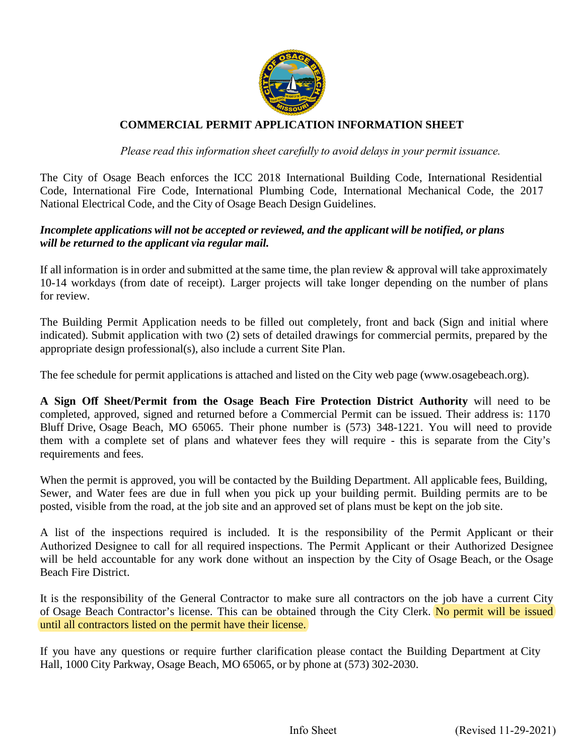# COMMERCIAL PERMIT APPLICATION INFORMATION SHEET

*Please read this information sheet carefully to avoid delays in your permit issuance.*

The City of Osage Beach enforces the ICC 2018 International Building Code, International Residential Code, International Fire Code, International Plumbing Code, International Mechanical Code, the 2017 National Electrical Code, and the City of Osage Beach Design Guidelines.

***Incomplete applications will not be accepted or reviewed, and the applicant will be notified, or plans will be returned to the applicant via regular mail.***

If all information is in order and submitted at the same time, the plan review & approval will take approximately 10-14 workdays (from date of receipt). Larger projects will take longer depending on the number of plans for review.

The Building Permit Application needs to be filled out completely, front and back (Sign and initial where indicated). Submit application with two (2) sets of detailed drawings for commercial permits, prepared by the appropriate design professional(s), also include a current Site Plan.

The fee schedule for permit applications is attached and listed on the City web page (www.osagebeach.org).

**A Sign Off Sheet/Permit from the Osage Beach Fire Protection District Authority** will need to be completed, approved, signed and returned before a Commercial Permit can be issued. Their address is: 1170 Bluff Drive, Osage Beach, MO 65065. Their phone number is (573) 348-1221. You will need to provide them with a complete set of plans and whatever fees they will require - this is separate from the City's requirements and fees.

When the permit is approved, you will be contacted by the Building Department. All applicable fees, Building, Sewer, and Water fees are due in full when you pick up your building permit. Building permits are to be posted, visible from the road, at the job site and an approved set of plans must be kept on the job site.

A list of the inspections required is included. It is the responsibility of the Permit Applicant or their Authorized Designee to call for all required inspections. The Permit Applicant or their Authorized Designee will be held accountable for any work done without an inspection by the City of Osage Beach, or the Osage Beach Fire District.

It is the responsibility of the General Contractor to make sure all contractors on the job have a current City of Osage Beach Contractor's license. This can be obtained through the City Clerk. No permit will be issued until all contractors listed on the permit have their license.

If you have any questions or require further clarification please contact the Building Department at City Hall, 1000 City Parkway, Osage Beach, MO 65065, or by phone at (573) 302-2030.

Info Sheet (Revised 11-29-2021)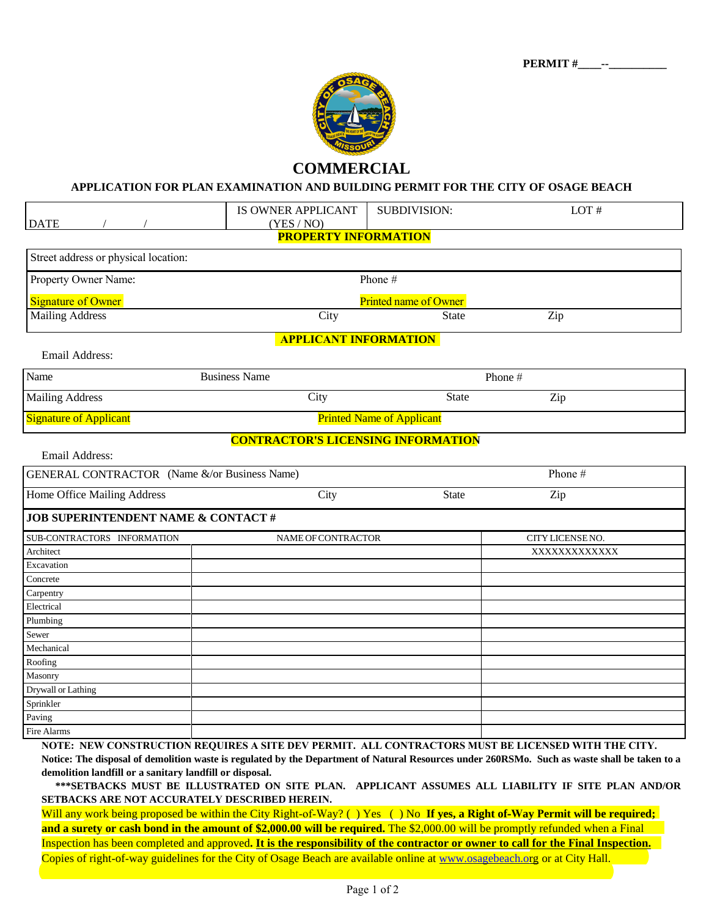PERMIT #____--__________

# COMMERCIAL

### APPLICATION FOR PLAN EXAMINATION AND BUILDING PERMIT FOR THE CITY OF OSAGE BEACH

| DATE / / | IS OWNER APPLICANT (YES / NO) | SUBDIVISION: | LOT # |
|---|---|---|---|

**PROPERTY INFORMATION**

| | | | |
|---|---|---|---|
| Street address or physical location: | | | |
| Property Owner Name: | Phone # | | |
| Signature of Owner | Printed name of Owner | | |
| Mailing Address | City | State | Zip |

**APPLICANT INFORMATION**

Email Address:

| | | | |
|---|---|---|---|
| Name | Business Name | Phone # | |
| Mailing Address | City | State | Zip |
| Signature of Applicant | Printed Name of Applicant | | |

**CONTRACTOR'S LICENSING INFORMATION**

Email Address:

| | | | |
|---|---|---|---|
| GENERAL CONTRACTOR (Name &/or Business Name) | | Phone # | |
| Home Office Mailing Address | City | State | Zip |
| **JOB SUPERINTENDENT NAME & CONTACT #** | | | |

| SUB-CONTRACTORS INFORMATION | NAME OF CONTRACTOR | CITY LICENSE NO. |
|---|---|---|
| Architect | | XXXXXXXXXXXX |
| Excavation | | |
| Concrete | | |
| Carpentry | | |
| Electrical | | |
| Plumbing | | |
| Sewer | | |
| Mechanical | | |
| Roofing | | |
| Masonry | | |
| Drywall or Lathing | | |
| Sprinkler | | |
| Paving | | |
| Fire Alarms | | |

**NOTE: NEW CONSTRUCTION REQUIRES A SITE DEV PERMIT. ALL CONTRACTORS MUST BE LICENSED WITH THE CITY.**
**Notice: The disposal of demolition waste is regulated by the Department of Natural Resources under 260RSMo. Such as waste shall be taken to a demolition landfill or a sanitary landfill or disposal.**

**\*\*\*SETBACKS MUST BE ILLUSTRATED ON SITE PLAN. APPLICANT ASSUMES ALL LIABILITY IF SITE PLAN AND/OR SETBACKS ARE NOT ACCURATELY DESCRIBED HEREIN.**

Will any work being proposed be within the City Right-of-Way? ( ) Yes ( ) No **If yes, a Right of-Way Permit will be required; and a surety or cash bond in the amount of $2,000.00 will be required.** The $2,000.00 will be promptly refunded when a Final Inspection has been completed and approved**. It is the responsibility of the contractor or owner to call for the Final Inspection.** Copies of right-of-way guidelines for the City of Osage Beach are available online at www.osagebeach.org or at City Hall.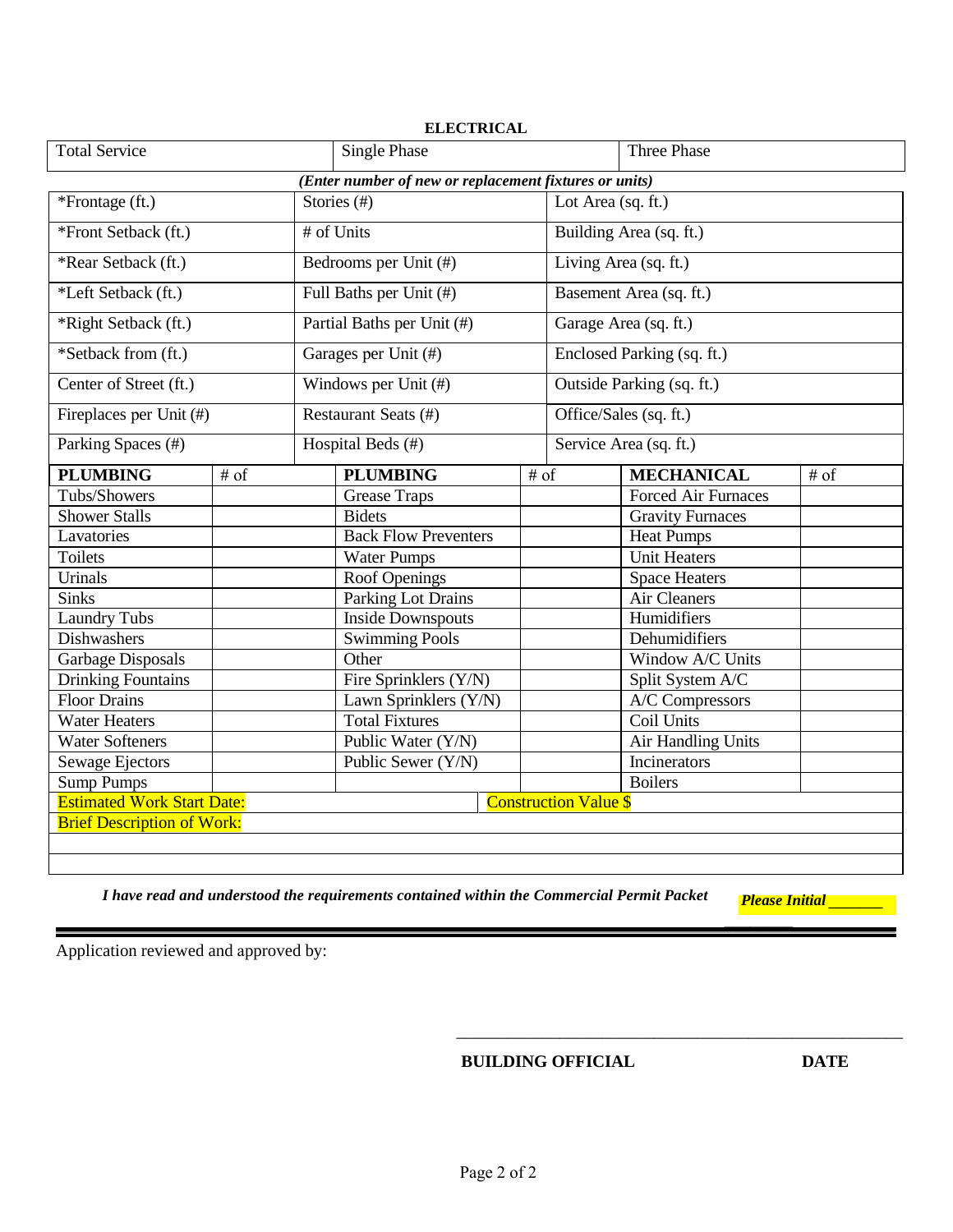**ELECTRICAL**

| | | |
|---|---|---|
| Total Service | Single Phase | Three Phase |

***(Enter number of new or replacement fixtures or units)***

| | | |
|---|---|---|
| *Frontage (ft.) | Stories (#) | Lot Area (sq. ft.) |
| *Front Setback (ft.) | # of Units | Building Area (sq. ft.) |
| *Rear Setback (ft.) | Bedrooms per Unit (#) | Living Area (sq. ft.) |
| *Left Setback (ft.) | Full Baths per Unit (#) | Basement Area (sq. ft.) |
| *Right Setback (ft.) | Partial Baths per Unit (#) | Garage Area (sq. ft.) |
| *Setback from (ft.) | Garages per Unit (#) | Enclosed Parking (sq. ft.) |
| Center of Street (ft.) | Windows per Unit (#) | Outside Parking (sq. ft.) |
| Fireplaces per Unit (#) | Restaurant Seats (#) | Office/Sales (sq. ft.) |
| Parking Spaces (#) | Hospital Beds (#) | Service Area (sq. ft.) |

| **PLUMBING** | # of | **PLUMBING** | # of | **MECHANICAL** | # of |
|---|---|---|---|---|---|
| Tubs/Showers | | Grease Traps | | Forced Air Furnaces | |
| Shower Stalls | | Bidets | | Gravity Furnaces | |
| Lavatories | | Back Flow Preventers | | Heat Pumps | |
| Toilets | | Water Pumps | | Unit Heaters | |
| Urinals | | Roof Openings | | Space Heaters | |
| Sinks | | Parking Lot Drains | | Air Cleaners | |
| Laundry Tubs | | Inside Downspouts | | Humidifiers | |
| Dishwashers | | Swimming Pools | | Dehumidifiers | |
| Garbage Disposals | | Other | | Window A/C Units | |
| Drinking Fountains | | Fire Sprinklers (Y/N) | | Split System A/C | |
| Floor Drains | | Lawn Sprinklers (Y/N) | | A/C Compressors | |
| Water Heaters | | Total Fixtures | | Coil Units | |
| Water Softeners | | Public Water (Y/N) | | Air Handling Units | |
| Sewage Ejectors | | Public Sewer (Y/N) | | Incinerators | |
| Sump Pumps | | | | Boilers | |

| | |
|---|---|
| Estimated Work Start Date: | Construction Value $ |
| Brief Description of Work: | |

***I have read and understood the requirements contained within the Commercial Permit Packet*** ***Please Initial \_\_\_\_\_\_***

Application reviewed and approved by:

\_\_\_\_\_\_\_\_\_\_\_\_\_\_\_\_\_\_\_\_\_\_\_\_\_\_\_\_\_\_\_\_\_\_\_\_\_\_\_\_\_\_\_\_\_\_

**BUILDING OFFICIAL** **DATE**